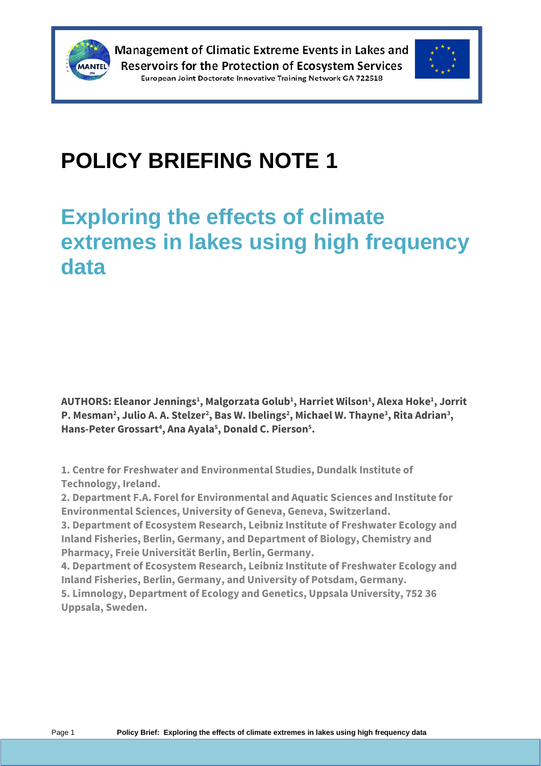Management of Climatic Extreme Events in Lakes and Reservoirs for the Protection of Ecosystem Services

European Joint Doctorate Innovative Training Network GA 722518

# POLICY BRIEFING NOTE 1

## Exploring the effects of climate extremes in lakes using high frequency data

**AUTHORS: Eleanor Jennings[1], Malgorzata Golub[1], Harriet Wilson[1], Alexa Hoke[1], Jorrit P. Mesman[2], Julio A. A. Stelzer[2], Bas W. Ibelings[2], Michael W. Thayne[3], Rita Adrian[3], Hans-Peter Grossart[4], Ana Ayala[5], Donald C. Pierson[5].**

**1. Centre for Freshwater and Environmental Studies, Dundalk Institute of Technology, Ireland.**

**2. Department F.A. Forel for Environmental and Aquatic Sciences and Institute for Environmental Sciences, University of Geneva, Geneva, Switzerland.**

**3. Department of Ecosystem Research, Leibniz Institute of Freshwater Ecology and Inland Fisheries, Berlin, Germany, and Department of Biology, Chemistry and Pharmacy, Freie Universität Berlin, Berlin, Germany.**

**4. Department of Ecosystem Research, Leibniz Institute of Freshwater Ecology and Inland Fisheries, Berlin, Germany, and University of Potsdam, Germany.**

**5. Limnology, Department of Ecology and Genetics, Uppsala University, 752 36 Uppsala, Sweden.**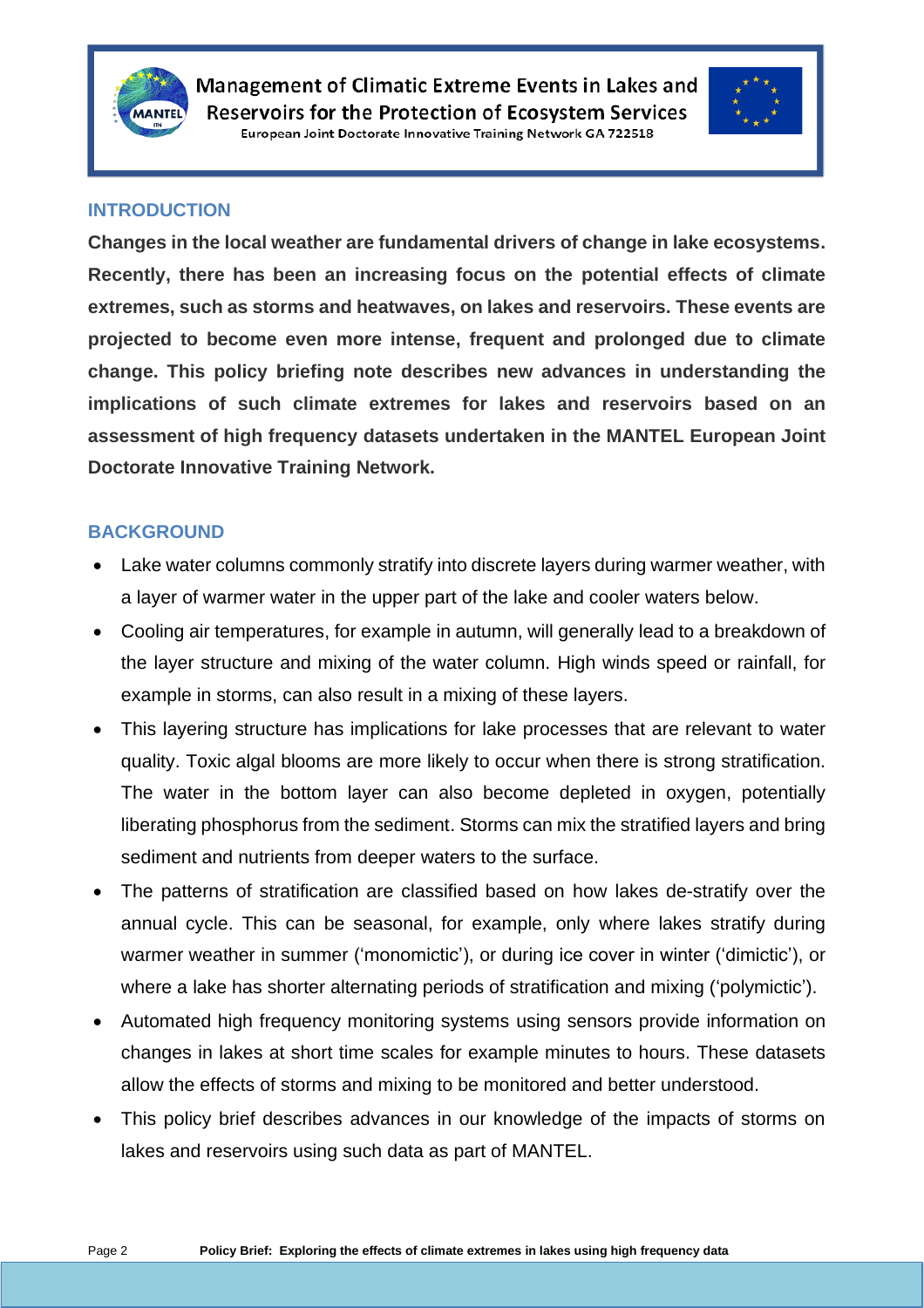## INTRODUCTION

**Changes in the local weather are fundamental drivers of change in lake ecosystems. Recently, there has been an increasing focus on the potential effects of climate extremes, such as storms and heatwaves, on lakes and reservoirs. These events are projected to become even more intense, frequent and prolonged due to climate change. This policy briefing note describes new advances in understanding the implications of such climate extremes for lakes and reservoirs based on an assessment of high frequency datasets undertaken in the MANTEL European Joint Doctorate Innovative Training Network.**

## BACKGROUND

- Lake water columns commonly stratify into discrete layers during warmer weather, with a layer of warmer water in the upper part of the lake and cooler waters below.
- Cooling air temperatures, for example in autumn, will generally lead to a breakdown of the layer structure and mixing of the water column. High winds speed or rainfall, for example in storms, can also result in a mixing of these layers.
- This layering structure has implications for lake processes that are relevant to water quality. Toxic algal blooms are more likely to occur when there is strong stratification. The water in the bottom layer can also become depleted in oxygen, potentially liberating phosphorus from the sediment. Storms can mix the stratified layers and bring sediment and nutrients from deeper waters to the surface.
- The patterns of stratification are classified based on how lakes de-stratify over the annual cycle. This can be seasonal, for example, only where lakes stratify during warmer weather in summer ('monomictic'), or during ice cover in winter ('dimictic'), or where a lake has shorter alternating periods of stratification and mixing ('polymictic').
- Automated high frequency monitoring systems using sensors provide information on changes in lakes at short time scales for example minutes to hours. These datasets allow the effects of storms and mixing to be monitored and better understood.
- This policy brief describes advances in our knowledge of the impacts of storms on lakes and reservoirs using such data as part of MANTEL.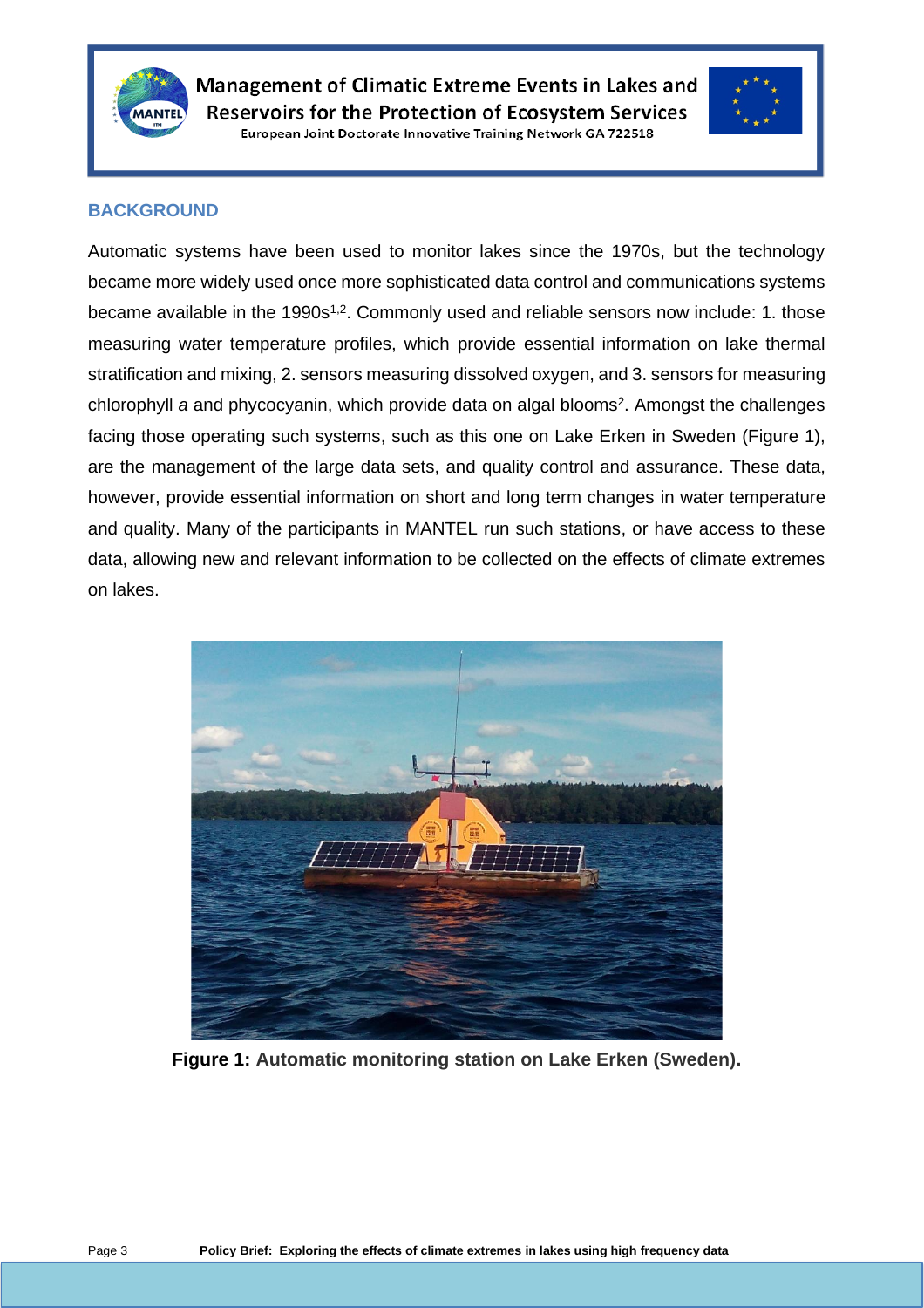## BACKGROUND

Automatic systems have been used to monitor lakes since the 1970s, but the technology became more widely used once more sophisticated data control and communications systems became available in the 1990s[1,2]. Commonly used and reliable sensors now include: 1. those measuring water temperature profiles, which provide essential information on lake thermal stratification and mixing, 2. sensors measuring dissolved oxygen, and 3. sensors for measuring chlorophyll *a* and phycocyanin, which provide data on algal blooms[2]. Amongst the challenges facing those operating such systems, such as this one on Lake Erken in Sweden (Figure 1), are the management of the large data sets, and quality control and assurance. These data, however, provide essential information on short and long term changes in water temperature and quality. Many of the participants in MANTEL run such stations, or have access to these data, allowing new and relevant information to be collected on the effects of climate extremes on lakes.

**Figure 1:** **Automatic monitoring station on Lake Erken (Sweden).**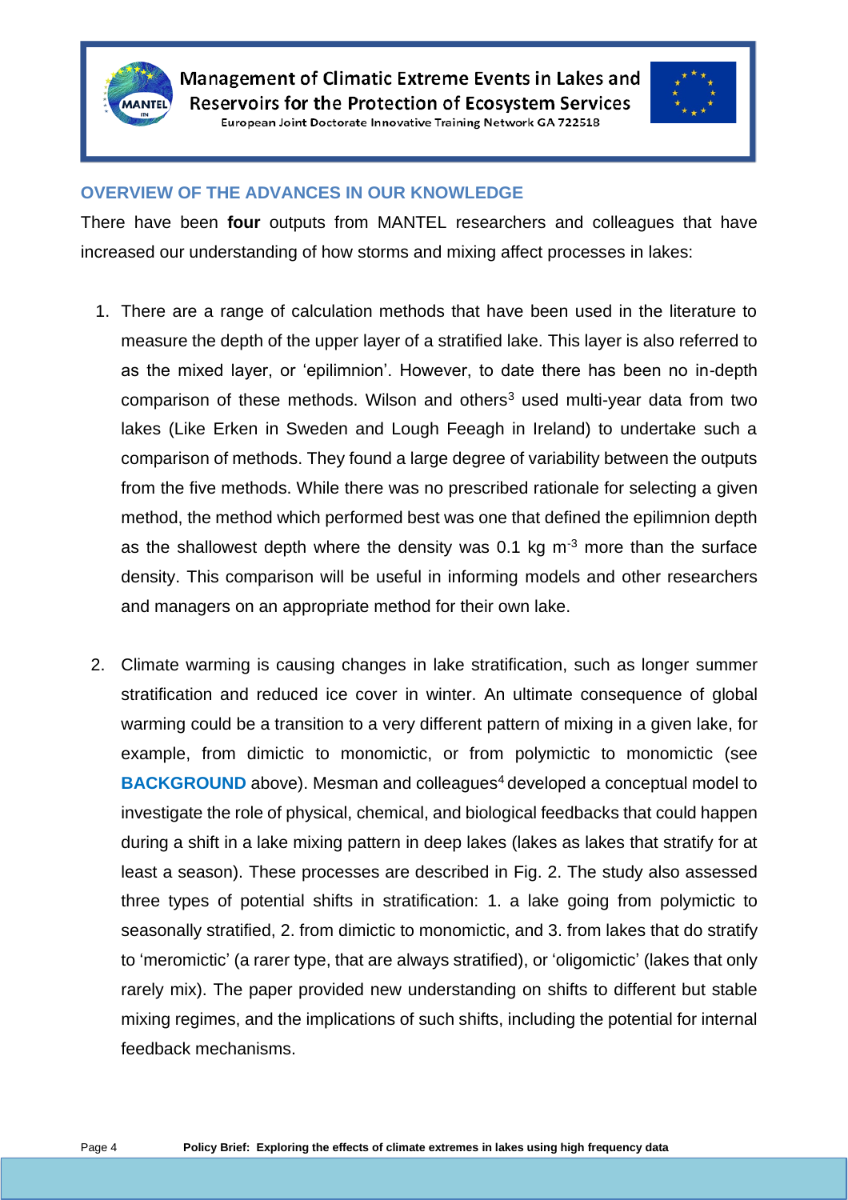## OVERVIEW OF THE ADVANCES IN OUR KNOWLEDGE

There have been **four** outputs from MANTEL researchers and colleagues that have increased our understanding of how storms and mixing affect processes in lakes:

1. There are a range of calculation methods that have been used in the literature to measure the depth of the upper layer of a stratified lake. This layer is also referred to as the mixed layer, or 'epilimnion'. However, to date there has been no in-depth comparison of these methods. Wilson and others[3] used multi-year data from two lakes (Like Erken in Sweden and Lough Feeagh in Ireland) to undertake such a comparison of methods. They found a large degree of variability between the outputs from the five methods. While there was no prescribed rationale for selecting a given method, the method which performed best was one that defined the epilimnion depth as the shallowest depth where the density was 0.1 kg $m^{-3}$ more than the surface density. This comparison will be useful in informing models and other researchers and managers on an appropriate method for their own lake.

2. Climate warming is causing changes in lake stratification, such as longer summer stratification and reduced ice cover in winter. An ultimate consequence of global warming could be a transition to a very different pattern of mixing in a given lake, for example, from dimictic to monomictic, or from polymictic to monomictic (see **BACKGROUND** above). Mesman and colleagues[4] developed a conceptual model to investigate the role of physical, chemical, and biological feedbacks that could happen during a shift in a lake mixing pattern in deep lakes (lakes as lakes that stratify for at least a season). These processes are described in Fig. 2. The study also assessed three types of potential shifts in stratification: 1. a lake going from polymictic to seasonally stratified, 2. from dimictic to monomictic, and 3. from lakes that do stratify to 'meromictic' (a rarer type, that are always stratified), or 'oligomictic' (lakes that only rarely mix). The paper provided new understanding on shifts to different but stable mixing regimes, and the implications of such shifts, including the potential for internal feedback mechanisms.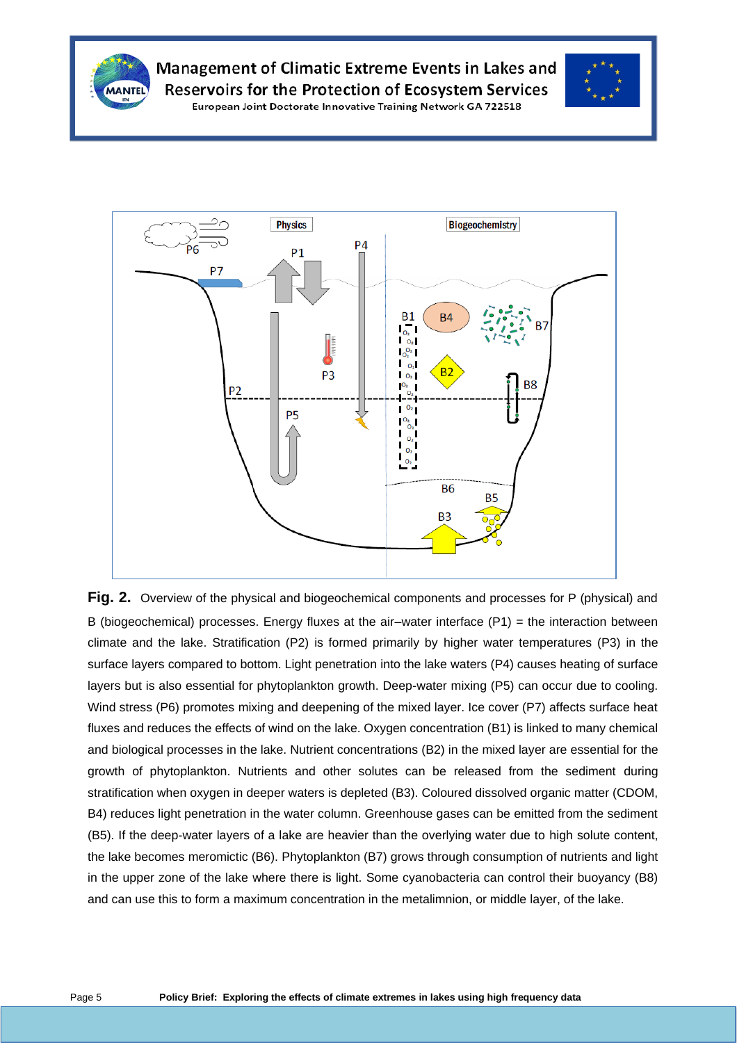**Fig. 2.** Overview of the physical and biogeochemical components and processes for P (physical) and B (biogeochemical) processes. Energy fluxes at the air–water interface (P1) = the interaction between climate and the lake. Stratification (P2) is formed primarily by higher water temperatures (P3) in the surface layers compared to bottom. Light penetration into the lake waters (P4) causes heating of surface layers but is also essential for phytoplankton growth. Deep-water mixing (P5) can occur due to cooling. Wind stress (P6) promotes mixing and deepening of the mixed layer. Ice cover (P7) affects surface heat fluxes and reduces the effects of wind on the lake. Oxygen concentration (B1) is linked to many chemical and biological processes in the lake. Nutrient concentrations (B2) in the mixed layer are essential for the growth of phytoplankton. Nutrients and other solutes can be released from the sediment during stratification when oxygen in deeper waters is depleted (B3). Coloured dissolved organic matter (CDOM, B4) reduces light penetration in the water column. Greenhouse gases can be emitted from the sediment (B5). If the deep-water layers of a lake are heavier than the overlying water due to high solute content, the lake becomes meromictic (B6). Phytoplankton (B7) grows through consumption of nutrients and light in the upper zone of the lake where there is light. Some cyanobacteria can control their buoyancy (B8) and can use this to form a maximum concentration in the metalimnion, or middle layer, of the lake.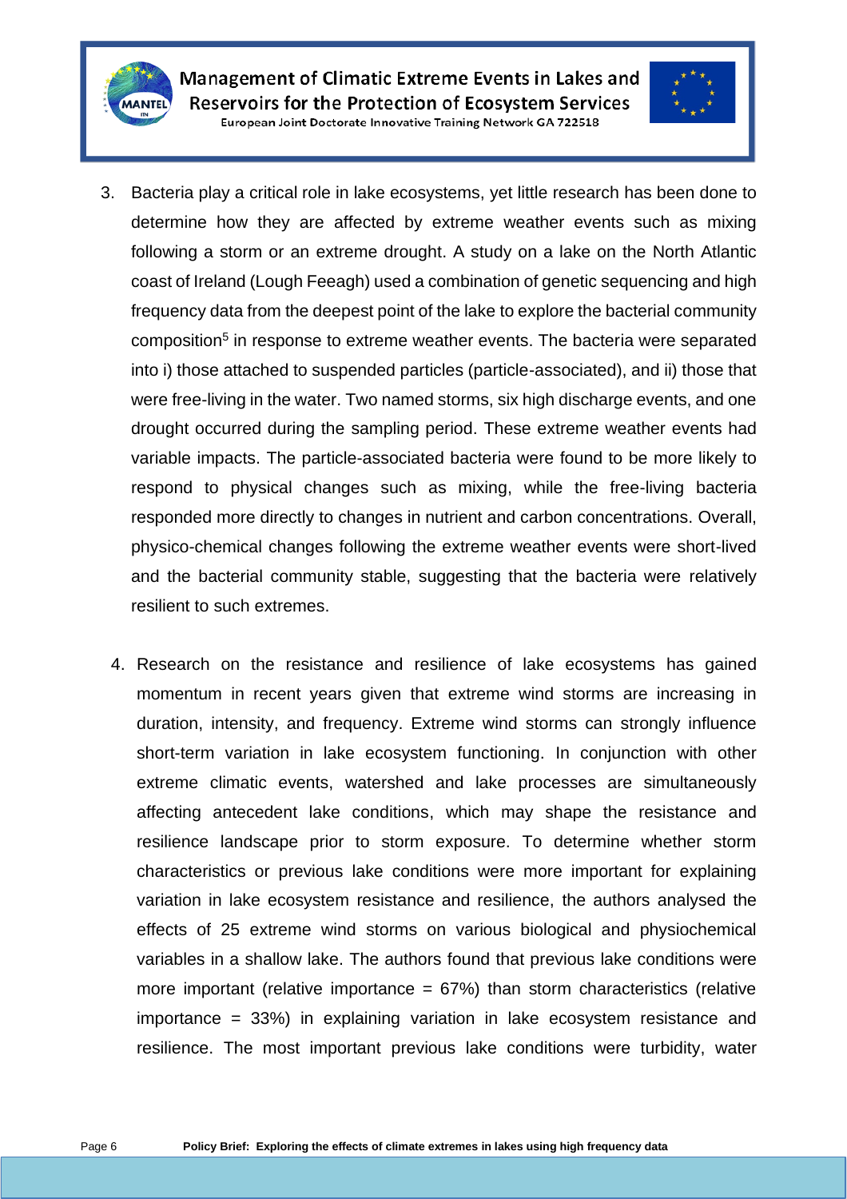3. Bacteria play a critical role in lake ecosystems, yet little research has been done to determine how they are affected by extreme weather events such as mixing following a storm or an extreme drought. A study on a lake on the North Atlantic coast of Ireland (Lough Feeagh) used a combination of genetic sequencing and high frequency data from the deepest point of the lake to explore the bacterial community composition[5] in response to extreme weather events. The bacteria were separated into i) those attached to suspended particles (particle-associated), and ii) those that were free-living in the water. Two named storms, six high discharge events, and one drought occurred during the sampling period. These extreme weather events had variable impacts. The particle-associated bacteria were found to be more likely to respond to physical changes such as mixing, while the free-living bacteria responded more directly to changes in nutrient and carbon concentrations. Overall, physico-chemical changes following the extreme weather events were short-lived and the bacterial community stable, suggesting that the bacteria were relatively resilient to such extremes.

4. Research on the resistance and resilience of lake ecosystems has gained momentum in recent years given that extreme wind storms are increasing in duration, intensity, and frequency. Extreme wind storms can strongly influence short-term variation in lake ecosystem functioning. In conjunction with other extreme climatic events, watershed and lake processes are simultaneously affecting antecedent lake conditions, which may shape the resistance and resilience landscape prior to storm exposure. To determine whether storm characteristics or previous lake conditions were more important for explaining variation in lake ecosystem resistance and resilience, the authors analysed the effects of 25 extreme wind storms on various biological and physiochemical variables in a shallow lake. The authors found that previous lake conditions were more important (relative importance = 67%) than storm characteristics (relative importance = 33%) in explaining variation in lake ecosystem resistance and resilience. The most important previous lake conditions were turbidity, water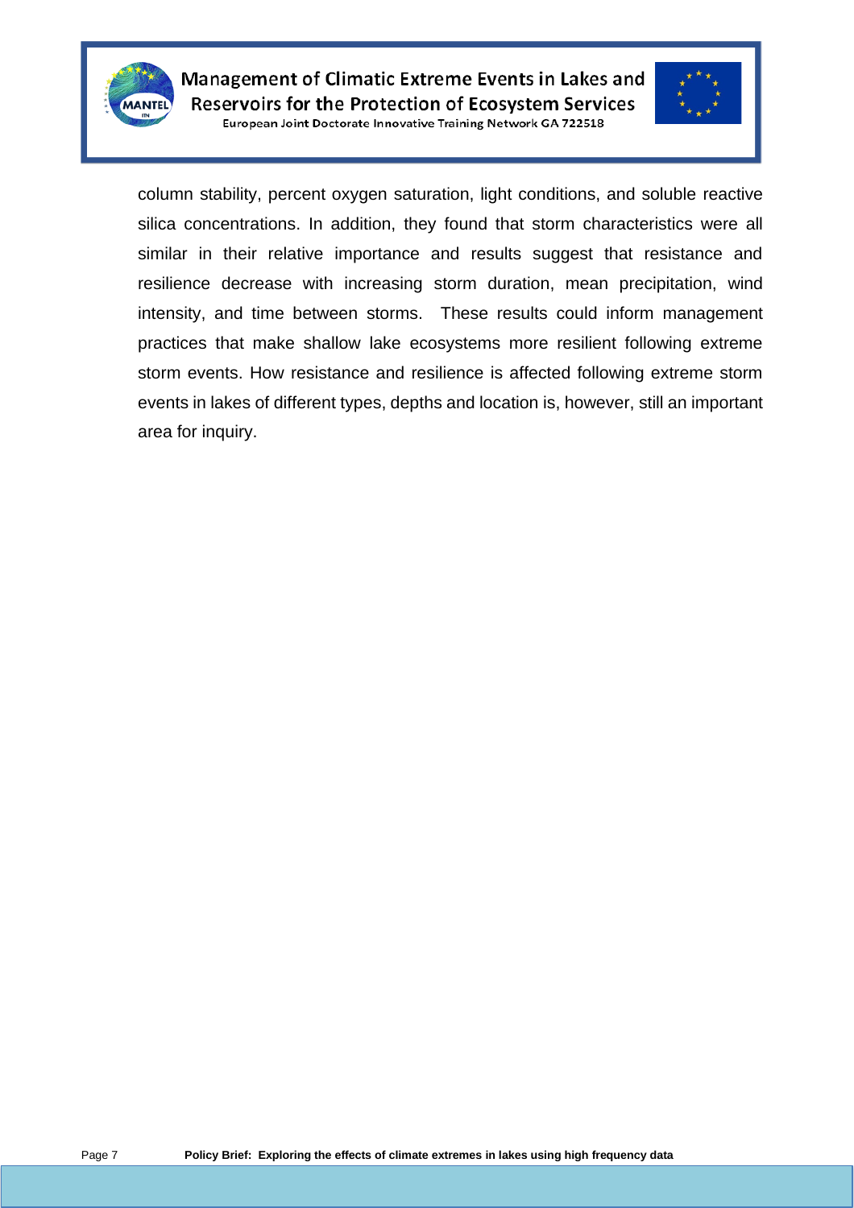column stability, percent oxygen saturation, light conditions, and soluble reactive silica concentrations. In addition, they found that storm characteristics were all similar in their relative importance and results suggest that resistance and resilience decrease with increasing storm duration, mean precipitation, wind intensity, and time between storms. These results could inform management practices that make shallow lake ecosystems more resilient following extreme storm events. How resistance and resilience is affected following extreme storm events in lakes of different types, depths and location is, however, still an important area for inquiry.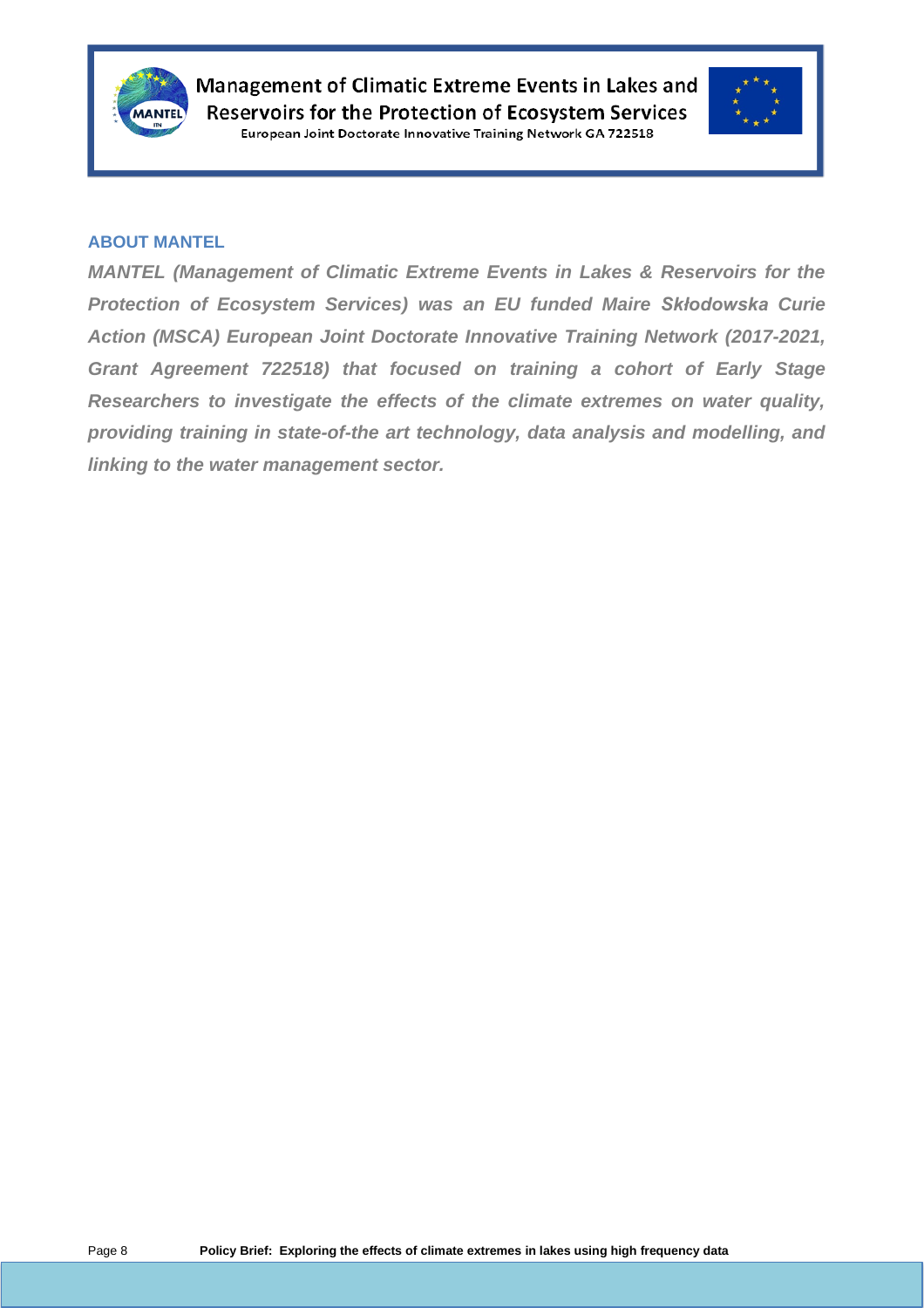## ABOUT MANTEL

***MANTEL (Management of Climatic Extreme Events in Lakes & Reservoirs for the Protection of Ecosystem Services) was an EU funded Maire Skłodowska Curie Action (MSCA) European Joint Doctorate Innovative Training Network (2017-2021, Grant Agreement 722518) that focused on training a cohort of Early Stage Researchers to investigate the effects of the climate extremes on water quality, providing training in state-of-the art technology, data analysis and modelling, and linking to the water management sector.***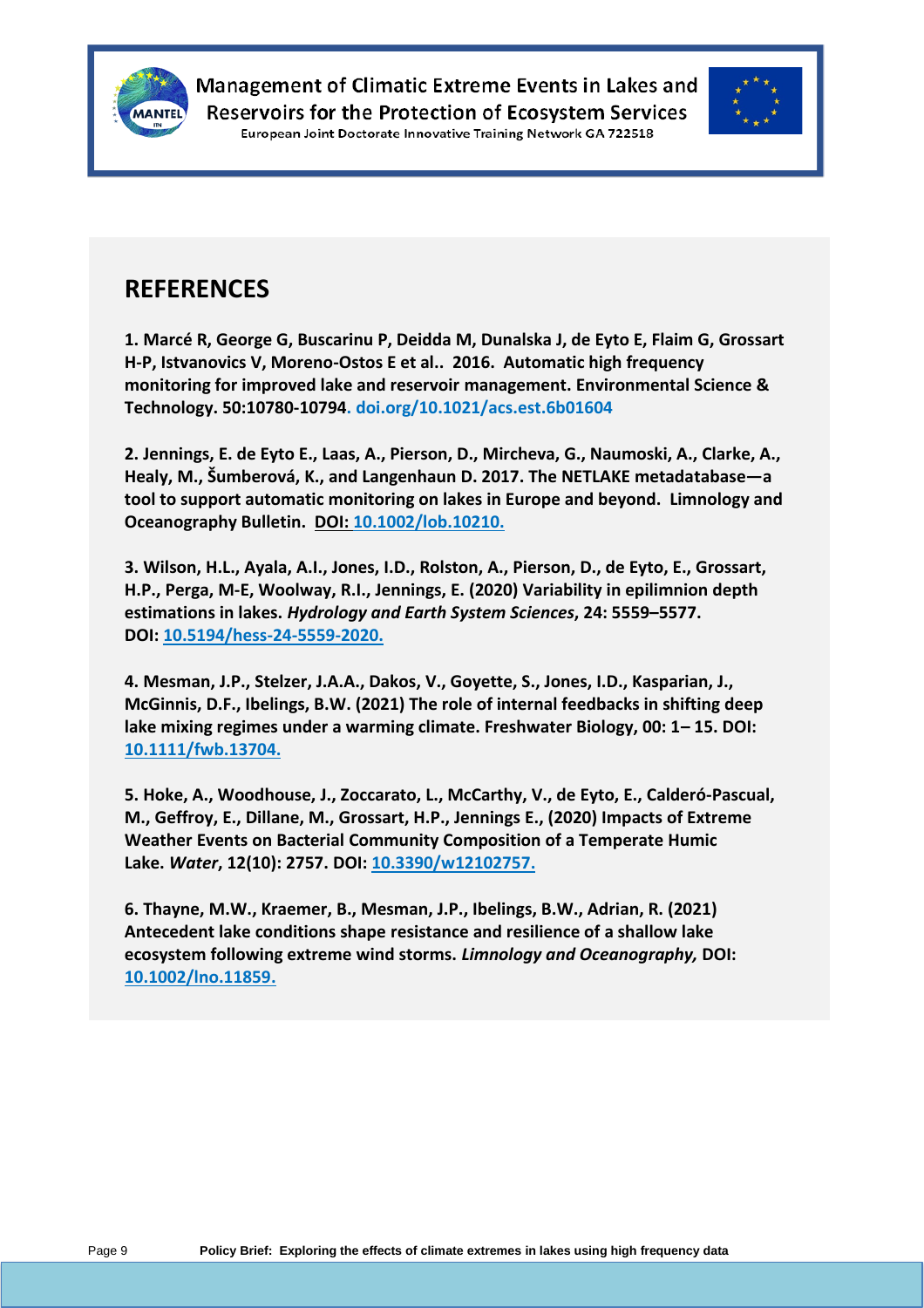## REFERENCES

**1. Marcé R, George G, Buscarinu P, Deidda M, Dunalska J, de Eyto E, Flaim G, Grossart H-P, Istvanovics V, Moreno-Ostos E et al.. 2016. Automatic high frequency monitoring for improved lake and reservoir management. Environmental Science & Technology. 50:10780-10794. doi.org/10.1021/acs.est.6b01604**

**2. Jennings, E. de Eyto E., Laas, A., Pierson, D., Mircheva, G., Naumoski, A., Clarke, A., Healy, M., Šumberová, K., and Langenhaun D. 2017. The NETLAKE metadatabase—a tool to support automatic monitoring on lakes in Europe and beyond. Limnology and Oceanography Bulletin. DOI: 10.1002/lob.10210.**

**3. Wilson, H.L., Ayala, A.I., Jones, I.D., Rolston, A., Pierson, D., de Eyto, E., Grossart, H.P., Perga, M-E, Woolway, R.I., Jennings, E. (2020) Variability in epilimnion depth estimations in lakes. *Hydrology and Earth System Sciences*, 24: 5559–5577. DOI: 10.5194/hess-24-5559-2020.**

**4. Mesman, J.P., Stelzer, J.A.A., Dakos, V., Goyette, S., Jones, I.D., Kasparian, J., McGinnis, D.F., Ibelings, B.W. (2021) The role of internal feedbacks in shifting deep lake mixing regimes under a warming climate. Freshwater Biology, 00: 1– 15. DOI: 10.1111/fwb.13704.**

**5. Hoke, A., Woodhouse, J., Zoccarato, L., McCarthy, V., de Eyto, E., Calderó-Pascual, M., Geffroy, E., Dillane, M., Grossart, H.P., Jennings E., (2020) Impacts of Extreme Weather Events on Bacterial Community Composition of a Temperate Humic Lake. *Water*, 12(10): 2757. DOI: 10.3390/w12102757.**

**6. Thayne, M.W., Kraemer, B., Mesman, J.P., Ibelings, B.W., Adrian, R. (2021) Antecedent lake conditions shape resistance and resilience of a shallow lake ecosystem following extreme wind storms. *Limnology and Oceanography,* DOI: 10.1002/lno.11859.**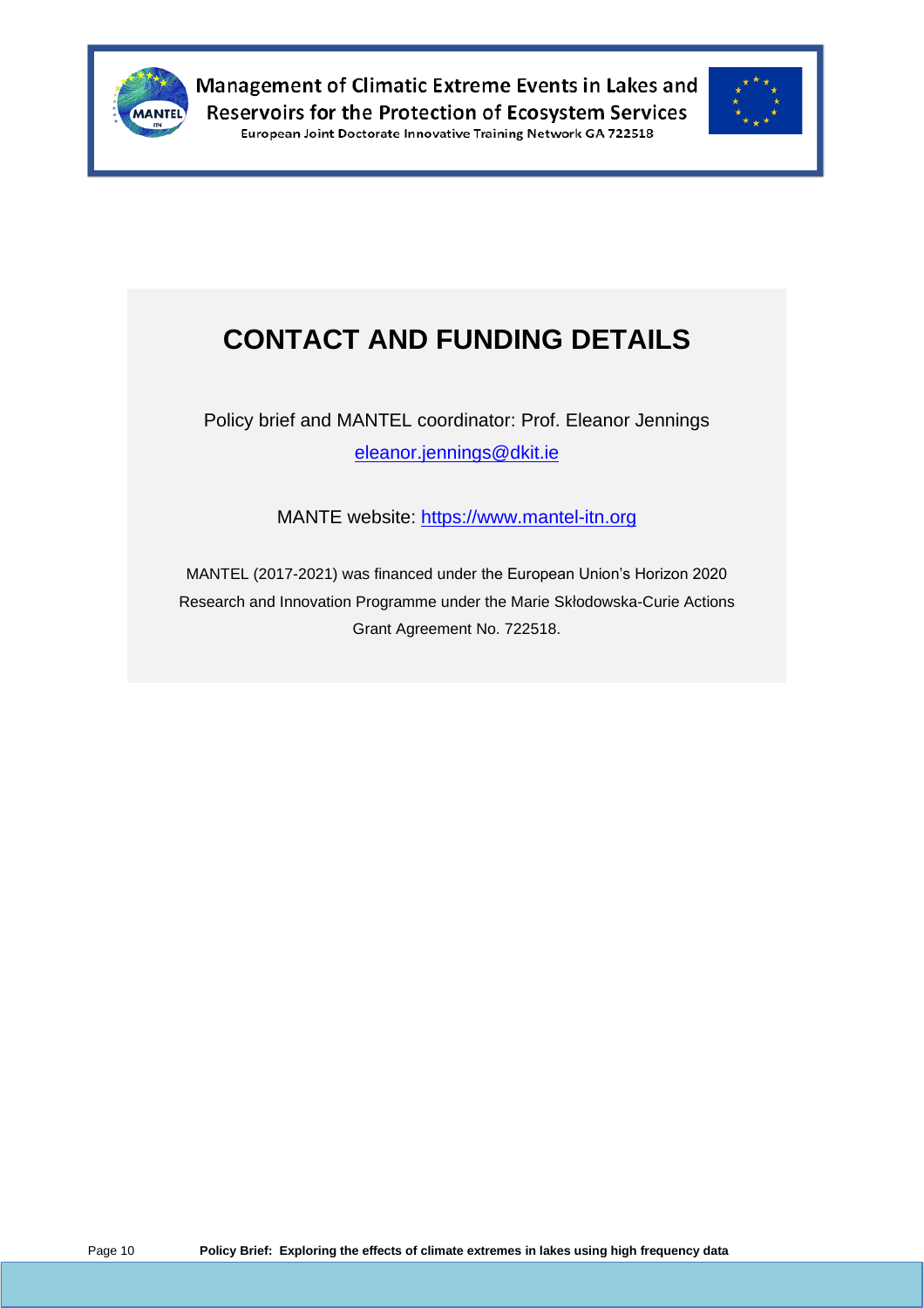# CONTACT AND FUNDING DETAILS

Policy brief and MANTEL coordinator: Prof. Eleanor Jennings
eleanor.jennings@dkit.ie

MANTE website: https://www.mantel-itn.org

MANTEL (2017-2021) was financed under the European Union's Horizon 2020 Research and Innovation Programme under the Marie Skłodowska-Curie Actions Grant Agreement No. 722518.